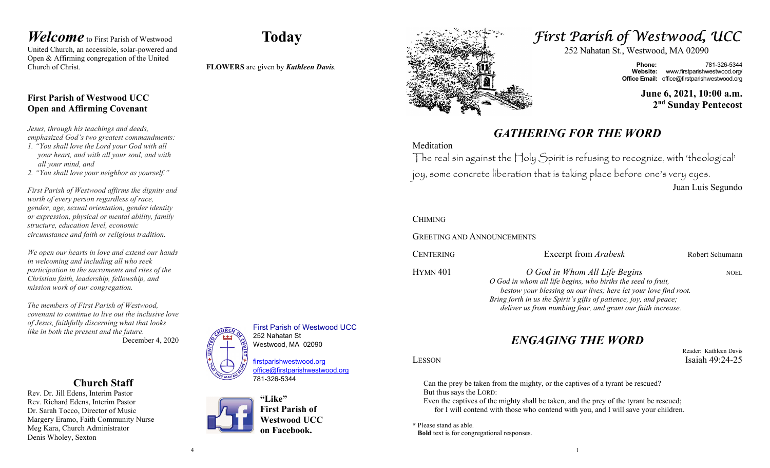*Welcome* to First Parish of Westwood United Church, an accessible, solar-powered and Open & Affirming congregation of the United Church of Christ.

## First Parish of Westwood UCC Open and Affirming Covenant

*Jesus, through his teachings and deeds, emphasized God's two greatest commandments:*

1. *"You shall love the Lord your God with all your heart, and with all your soul, and with all your mind, and*
2. *"You shall love your neighbor as yourself."*

*First Parish of Westwood affirms the dignity and worth of every person regardless of race, gender, age, sexual orientation, gender identity or expression, physical or mental ability, family structure, education level, economic circumstance and faith or religious tradition.*

*We open our hearts in love and extend our hands in welcoming and including all who seek participation in the sacraments and rites of the Christian faith, leadership, fellowship, and mission work of our congregation.*

*The members of First Parish of Westwood, covenant to continue to live out the inclusive love of Jesus, faithfully discerning what that looks like in both the present and the future.*

December 4, 2020

## Church Staff

Rev. Dr. Jill Edens, Interim Pastor
Rev. Richard Edens, Interim Pastor
Dr. Sarah Tocco, Director of Music
Margery Eramo, Faith Community Nurse
Meg Kara, Church Administrator
Denis Wholey, Sexton

## Today

**FLOWERS** are given by ***Kathleen Davis***.

First Parish of Westwood UCC
252 Nahatan St
Westwood, MA 02090

firstparishwestwood.org
office@firstparishwestwood.org
781-326-5344

**"Like" First Parish of Westwood UCC on Facebook.**

# *First Parish of Westwood, UCC*

252 Nahatan St., Westwood, MA 02090

**Phone:** 781-326-5344
**Website:** www.firstparishwestwood.org/
**Office Email:** office@firstparishwestwood.org

**June 6, 2021, 10:00 a.m.**
**2nd Sunday Pentecost**

## *GATHERING FOR THE WORD*

Meditation

The real sin against the Holy Spirit is refusing to recognize, with 'theological' joy, some concrete liberation that is taking place before one's very eyes.

Juan Luis Segundo

CHIMING

GREETING AND ANNOUNCEMENTS

CENTERING — Excerpt from *Arabesk* — Robert Schumann

HYMN 401 — *O God in Whom All Life Begins* — NOEL

*O God in whom all life begins, who births the seed to fruit,*
*bestow your blessing on our lives; here let your love find root.*
*Bring forth in us the Spirit's gifts of patience, joy, and peace;*
*deliver us from numbing fear, and grant our faith increase.*

## *ENGAGING THE WORD*

Reader: Kathleen Davis

LESSON — Isaiah 49:24-25

Can the prey be taken from the mighty, or the captives of a tyrant be rescued?
But thus says the LORD:
Even the captives of the mighty shall be taken, and the prey of the tyrant be rescued;
for I will contend with those who contend with you, and I will save your children.

\* Please stand as able.
**Bold** text is for congregational responses.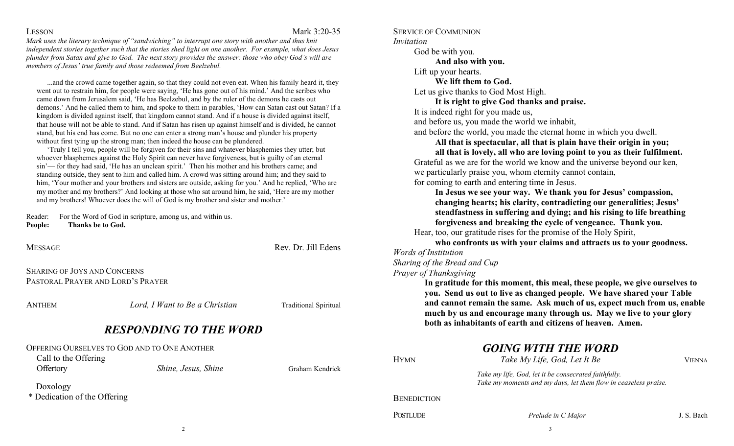LESSON Mark 3:20-35

*Mark uses the literary technique of "sandwiching" to interrupt one story with another and thus knit independent stories together such that the stories shed light on one another. For example, what does Jesus plunder from Satan and give to God. The next story provides the answer: those who obey God's will are members of Jesus' true family and those redeemed from Beelzebul.*

...and the crowd came together again, so that they could not even eat. When his family heard it, they went out to restrain him, for people were saying, 'He has gone out of his mind.' And the scribes who came down from Jerusalem said, 'He has Beelzebul, and by the ruler of the demons he casts out demons.' And he called them to him, and spoke to them in parables, 'How can Satan cast out Satan? If a kingdom is divided against itself, that kingdom cannot stand. And if a house is divided against itself, that house will not be able to stand. And if Satan has risen up against himself and is divided, he cannot stand, but his end has come. But no one can enter a strong man's house and plunder his property without first tying up the strong man; then indeed the house can be plundered.

'Truly I tell you, people will be forgiven for their sins and whatever blasphemies they utter; but whoever blasphemes against the Holy Spirit can never have forgiveness, but is guilty of an eternal sin'— for they had said, 'He has an unclean spirit.' Then his mother and his brothers came; and standing outside, they sent to him and called him. A crowd was sitting around him; and they said to him, 'Your mother and your brothers and sisters are outside, asking for you.' And he replied, 'Who are my mother and my brothers?' And looking at those who sat around him, he said, 'Here are my mother and my brothers! Whoever does the will of God is my brother and sister and mother.'

Reader: For the Word of God in scripture, among us, and within us.
**People: Thanks be to God.**

MESSAGE Rev. Dr. Jill Edens

SHARING OF JOYS AND CONCERNS
PASTORAL PRAYER AND LORD'S PRAYER

ANTHEM *Lord, I Want to Be a Christian* Traditional Spiritual

## *RESPONDING TO THE WORD*

OFFERING OURSELVES TO GOD AND TO ONE ANOTHER

Call to the Offering
Offertory *Shine, Jesus, Shine* Graham Kendrick

Doxology
\* Dedication of the Offering

SERVICE OF COMMUNION
*Invitation*

God be with you.
**And also with you.**
Lift up your hearts.
**We lift them to God.**
Let us give thanks to God Most High.
**It is right to give God thanks and praise.**
It is indeed right for you made us,
and before us, you made the world we inhabit,
and before the world, you made the eternal home in which you dwell.
**All that is spectacular, all that is plain have their origin in you;**
**all that is lovely, all who are loving point to you as their fulfilment.**
Grateful as we are for the world we know and the universe beyond our ken,
we particularly praise you, whom eternity cannot contain,
for coming to earth and entering time in Jesus.
**In Jesus we see your way. We thank you for Jesus' compassion, changing hearts; his clarity, contradicting our generalities; Jesus' steadfastness in suffering and dying; and his rising to life breathing forgiveness and breaking the cycle of vengeance. Thank you.**
Hear, too, our gratitude rises for the promise of the Holy Spirit,
**who confronts us with your claims and attracts us to your goodness.**

*Words of Institution*
*Sharing of the Bread and Cup*
*Prayer of Thanksgiving*

**In gratitude for this moment, this meal, these people, we give ourselves to you. Send us out to live as changed people. We have shared your Table and cannot remain the same. Ask much of us, expect much from us, enable much by us and encourage many through us. May we live to your glory both as inhabitants of earth and citizens of heaven. Amen.**

## *GOING WITH THE WORD*

HYMN *Take My Life, God, Let It Be* VIENNA

*Take my life, God, let it be consecrated faithfully.*
*Take my moments and my days, let them flow in ceaseless praise.*

BENEDICTION

POSTLUDE *Prelude in C Major* J. S. Bach